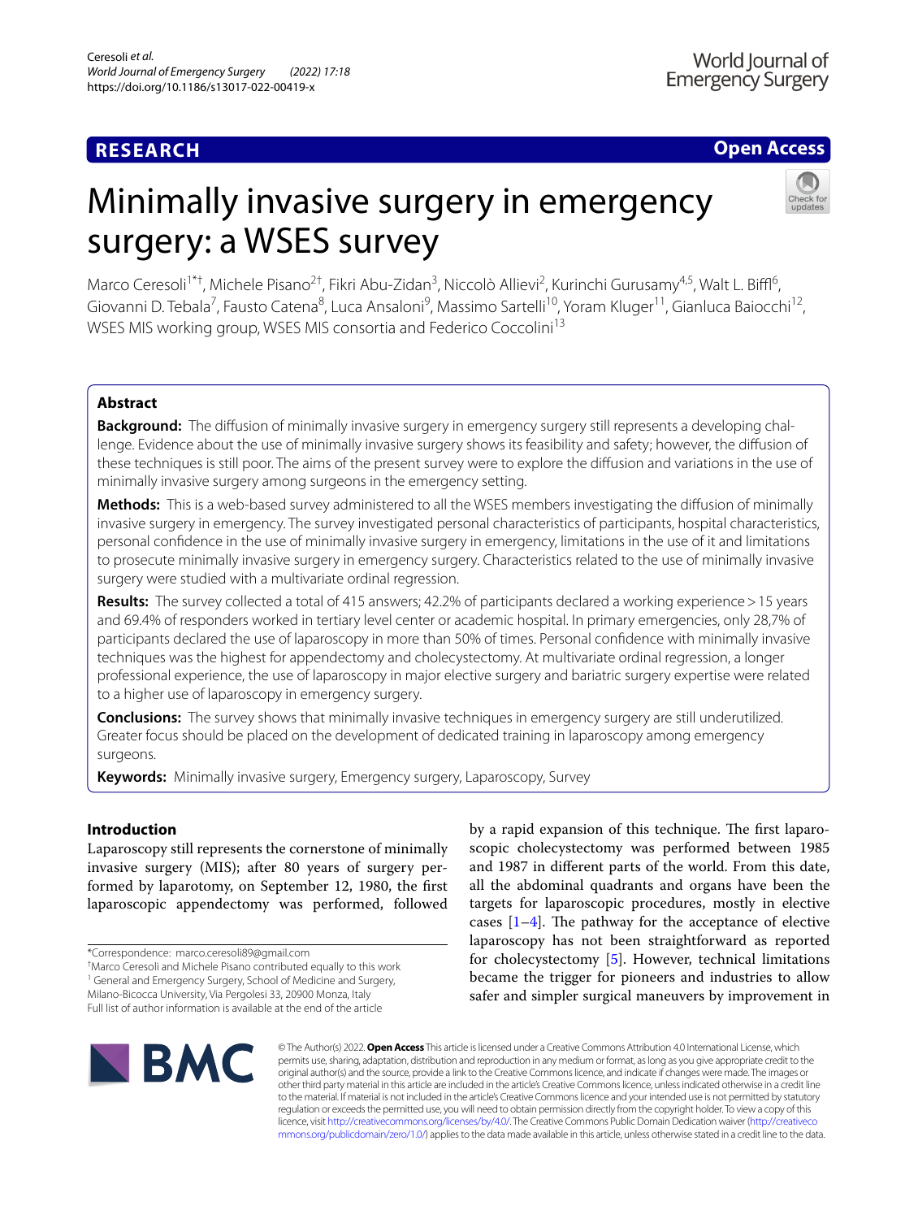RESEARCH

Open Access

# Minimally invasive surgery in emergency surgery: a WSES survey

Marco Ceresoli[1*†], Michele Pisano[2†], Fikri Abu-Zidan[3], Niccolò Allievi[2], Kurinchi Gurusamy[4,5], Walt L. Biffl[6], Giovanni D. Tebala[7], Fausto Catena[8], Luca Ansaloni[9], Massimo Sartelli[10], Yoram Kluger[11], Gianluca Baiocchi[12], WSES MIS working group, WSES MIS consortia and Federico Coccolini[13]

## Abstract

**Background:** The diffusion of minimally invasive surgery in emergency surgery still represents a developing challenge. Evidence about the use of minimally invasive surgery shows its feasibility and safety; however, the diffusion of these techniques is still poor. The aims of the present survey were to explore the diffusion and variations in the use of minimally invasive surgery among surgeons in the emergency setting.

**Methods:** This is a web-based survey administered to all the WSES members investigating the diffusion of minimally invasive surgery in emergency. The survey investigated personal characteristics of participants, hospital characteristics, personal confidence in the use of minimally invasive surgery in emergency, limitations in the use of it and limitations to prosecute minimally invasive surgery in emergency surgery. Characteristics related to the use of minimally invasive surgery were studied with a multivariate ordinal regression.

**Results:** The survey collected a total of 415 answers; 42.2% of participants declared a working experience > 15 years and 69.4% of responders worked in tertiary level center or academic hospital. In primary emergencies, only 28,7% of participants declared the use of laparoscopy in more than 50% of times. Personal confidence with minimally invasive techniques was the highest for appendectomy and cholecystectomy. At multivariate ordinal regression, a longer professional experience, the use of laparoscopy in major elective surgery and bariatric surgery expertise were related to a higher use of laparoscopy in emergency surgery.

**Conclusions:** The survey shows that minimally invasive techniques in emergency surgery are still underutilized. Greater focus should be placed on the development of dedicated training in laparoscopy among emergency surgeons.

**Keywords:** Minimally invasive surgery, Emergency surgery, Laparoscopy, Survey

## Introduction

Laparoscopy still represents the cornerstone of minimally invasive surgery (MIS); after 80 years of surgery performed by laparotomy, on September 12, 1980, the first laparoscopic appendectomy was performed, followed by a rapid expansion of this technique. The first laparoscopic cholecystectomy was performed between 1985 and 1987 in different parts of the world. From this date, all the abdominal quadrants and organs have been the targets for laparoscopic procedures, mostly in elective cases [1–4]. The pathway for the acceptance of elective laparoscopy has not been straightforward as reported for cholecystectomy [5]. However, technical limitations became the trigger for pioneers and industries to allow safer and simpler surgical maneuvers by improvement in

*Correspondence: marco.ceresoli89@gmail.com

†Marco Ceresoli and Michele Pisano contributed equally to this work

[1] General and Emergency Surgery, School of Medicine and Surgery, Milano-Bicocca University, Via Pergolesi 33, 20900 Monza, Italy

Full list of author information is available at the end of the article

© The Author(s) 2022. **Open Access** This article is licensed under a Creative Commons Attribution 4.0 International License, which permits use, sharing, adaptation, distribution and reproduction in any medium or format, as long as you give appropriate credit to the original author(s) and the source, provide a link to the Creative Commons licence, and indicate if changes were made. The images or other third party material in this article are included in the article's Creative Commons licence, unless indicated otherwise in a credit line to the material. If material is not included in the article's Creative Commons licence and your intended use is not permitted by statutory regulation or exceeds the permitted use, you will need to obtain permission directly from the copyright holder. To view a copy of this licence, visit http://creativecommons.org/licenses/by/4.0/. The Creative Commons Public Domain Dedication waiver (http://creativecommons.org/publicdomain/zero/1.0/) applies to the data made available in this article, unless otherwise stated in a credit line to the data.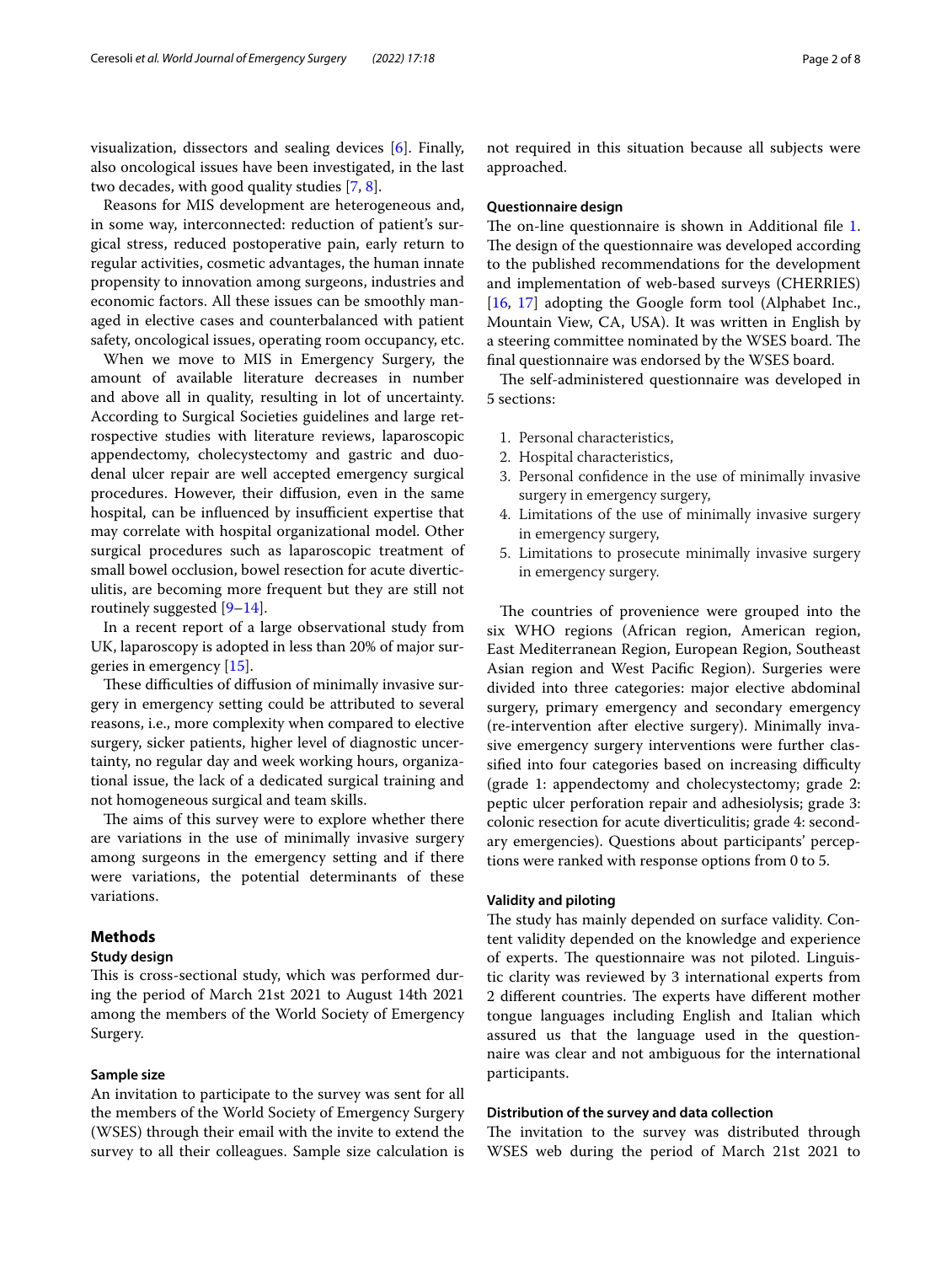visualization, dissectors and sealing devices [6]. Finally, also oncological issues have been investigated, in the last two decades, with good quality studies [7, 8].

Reasons for MIS development are heterogeneous and, in some way, interconnected: reduction of patient's surgical stress, reduced postoperative pain, early return to regular activities, cosmetic advantages, the human innate propensity to innovation among surgeons, industries and economic factors. All these issues can be smoothly managed in elective cases and counterbalanced with patient safety, oncological issues, operating room occupancy, etc.

When we move to MIS in Emergency Surgery, the amount of available literature decreases in number and above all in quality, resulting in lot of uncertainty. According to Surgical Societies guidelines and large retrospective studies with literature reviews, laparoscopic appendectomy, cholecystectomy and gastric and duodenal ulcer repair are well accepted emergency surgical procedures. However, their diffusion, even in the same hospital, can be influenced by insufficient expertise that may correlate with hospital organizational model. Other surgical procedures such as laparoscopic treatment of small bowel occlusion, bowel resection for acute diverticulitis, are becoming more frequent but they are still not routinely suggested [9–14].

In a recent report of a large observational study from UK, laparoscopy is adopted in less than 20% of major surgeries in emergency [15].

These difficulties of diffusion of minimally invasive surgery in emergency setting could be attributed to several reasons, i.e., more complexity when compared to elective surgery, sicker patients, higher level of diagnostic uncertainty, no regular day and week working hours, organizational issue, the lack of a dedicated surgical training and not homogeneous surgical and team skills.

The aims of this survey were to explore whether there are variations in the use of minimally invasive surgery among surgeons in the emergency setting and if there were variations, the potential determinants of these variations.

## Methods

### Study design

This is cross-sectional study, which was performed during the period of March 21st 2021 to August 14th 2021 among the members of the World Society of Emergency Surgery.

### Sample size

An invitation to participate to the survey was sent for all the members of the World Society of Emergency Surgery (WSES) through their email with the invite to extend the survey to all their colleagues. Sample size calculation is not required in this situation because all subjects were approached.

### Questionnaire design

The on-line questionnaire is shown in Additional file 1. The design of the questionnaire was developed according to the published recommendations for the development and implementation of web-based surveys (CHERRIES) [16, 17] adopting the Google form tool (Alphabet Inc., Mountain View, CA, USA). It was written in English by a steering committee nominated by the WSES board. The final questionnaire was endorsed by the WSES board.

The self-administered questionnaire was developed in 5 sections:

1. Personal characteristics,
2. Hospital characteristics,
3. Personal confidence in the use of minimally invasive surgery in emergency surgery,
4. Limitations of the use of minimally invasive surgery in emergency surgery,
5. Limitations to prosecute minimally invasive surgery in emergency surgery.

The countries of provenience were grouped into the six WHO regions (African region, American region, East Mediterranean Region, European Region, Southeast Asian region and West Pacific Region). Surgeries were divided into three categories: major elective abdominal surgery, primary emergency and secondary emergency (re-intervention after elective surgery). Minimally invasive emergency surgery interventions were further classified into four categories based on increasing difficulty (grade 1: appendectomy and cholecystectomy; grade 2: peptic ulcer perforation repair and adhesiolysis; grade 3: colonic resection for acute diverticulitis; grade 4: secondary emergencies). Questions about participants' perceptions were ranked with response options from 0 to 5.

### Validity and piloting

The study has mainly depended on surface validity. Content validity depended on the knowledge and experience of experts. The questionnaire was not piloted. Linguistic clarity was reviewed by 3 international experts from 2 different countries. The experts have different mother tongue languages including English and Italian which assured us that the language used in the questionnaire was clear and not ambiguous for the international participants.

### Distribution of the survey and data collection

The invitation to the survey was distributed through WSES web during the period of March 21st 2021 to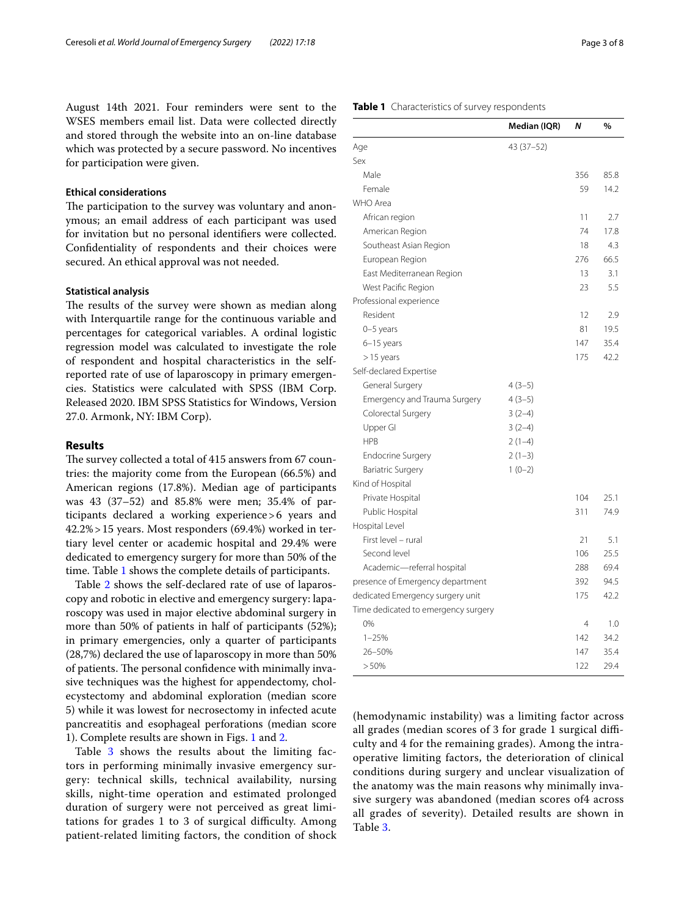August 14th 2021. Four reminders were sent to the WSES members email list. Data were collected directly and stored through the website into an on-line database which was protected by a secure password. No incentives for participation were given.

### Ethical considerations

The participation to the survey was voluntary and anonymous; an email address of each participant was used for invitation but no personal identifiers were collected. Confidentiality of respondents and their choices were secured. An ethical approval was not needed.

### Statistical analysis

The results of the survey were shown as median along with Interquartile range for the continuous variable and percentages for categorical variables. A ordinal logistic regression model was calculated to investigate the role of respondent and hospital characteristics in the self-reported rate of use of laparoscopy in primary emergencies. Statistics were calculated with SPSS (IBM Corp. Released 2020. IBM SPSS Statistics for Windows, Version 27.0. Armonk, NY: IBM Corp).

## Results

The survey collected a total of 415 answers from 67 countries: the majority come from the European (66.5%) and American regions (17.8%). Median age of participants was 43 (37–52) and 85.8% were men; 35.4% of participants declared a working experience > 6 years and 42.2% > 15 years. Most responders (69.4%) worked in tertiary level center or academic hospital and 29.4% were dedicated to emergency surgery for more than 50% of the time. Table 1 shows the complete details of participants.

Table 2 shows the self-declared rate of use of laparoscopy and robotic in elective and emergency surgery: laparoscopy was used in major elective abdominal surgery in more than 50% of patients in half of participants (52%); in primary emergencies, only a quarter of participants (28,7%) declared the use of laparoscopy in more than 50% of patients. The personal confidence with minimally invasive techniques was the highest for appendectomy, cholecystectomy and abdominal exploration (median score 5) while it was lowest for necrosectomy in infected acute pancreatitis and esophageal perforations (median score 1). Complete results are shown in Figs. 1 and 2.

Table 3 shows the results about the limiting factors in performing minimally invasive emergency surgery: technical skills, technical availability, nursing skills, night-time operation and estimated prolonged duration of surgery were not perceived as great limitations for grades 1 to 3 of surgical difficulty. Among patient-related limiting factors, the condition of shock (hemodynamic instability) was a limiting factor across all grades (median scores of 3 for grade 1 surgical difficulty and 4 for the remaining grades). Among the intraoperative limiting factors, the deterioration of clinical conditions during surgery and unclear visualization of the anatomy was the main reasons why minimally invasive surgery was abandoned (median scores of4 across all grades of severity). Detailed results are shown in Table 3.

**Table 1** Characteristics of survey respondents

| | Median (IQR) | *N* | % |
|---|---|---|---|
| Age | 43 (37–52) | | |
| Sex | | | |
| Male | | 356 | 85.8 |
| Female | | 59 | 14.2 |
| WHO Area | | | |
| African region | | 11 | 2.7 |
| American Region | | 74 | 17.8 |
| Southeast Asian Region | | 18 | 4.3 |
| European Region | | 276 | 66.5 |
| East Mediterranean Region | | 13 | 3.1 |
| West Pacific Region | | 23 | 5.5 |
| Professional experience | | | |
| Resident | | 12 | 2.9 |
| 0–5 years | | 81 | 19.5 |
| 6–15 years | | 147 | 35.4 |
| > 15 years | | 175 | 42.2 |
| Self-declared Expertise | | | |
| General Surgery | 4 (3–5) | | |
| Emergency and Trauma Surgery | 4 (3–5) | | |
| Colorectal Surgery | 3 (2–4) | | |
| Upper GI | 3 (2–4) | | |
| HPB | 2 (1–4) | | |
| Endocrine Surgery | 2 (1–3) | | |
| Bariatric Surgery | 1 (0–2) | | |
| Kind of Hospital | | | |
| Private Hospital | | 104 | 25.1 |
| Public Hospital | | 311 | 74.9 |
| Hospital Level | | | |
| First level – rural | | 21 | 5.1 |
| Second level | | 106 | 25.5 |
| Academic—referral hospital | | 288 | 69.4 |
| presence of Emergency department | | 392 | 94.5 |
| dedicated Emergency surgery unit | | 175 | 42.2 |
| Time dedicated to emergency surgery | | | |
| 0% | | 4 | 1.0 |
| 1–25% | | 142 | 34.2 |
| 26–50% | | 147 | 35.4 |
| > 50% | | 122 | 29.4 |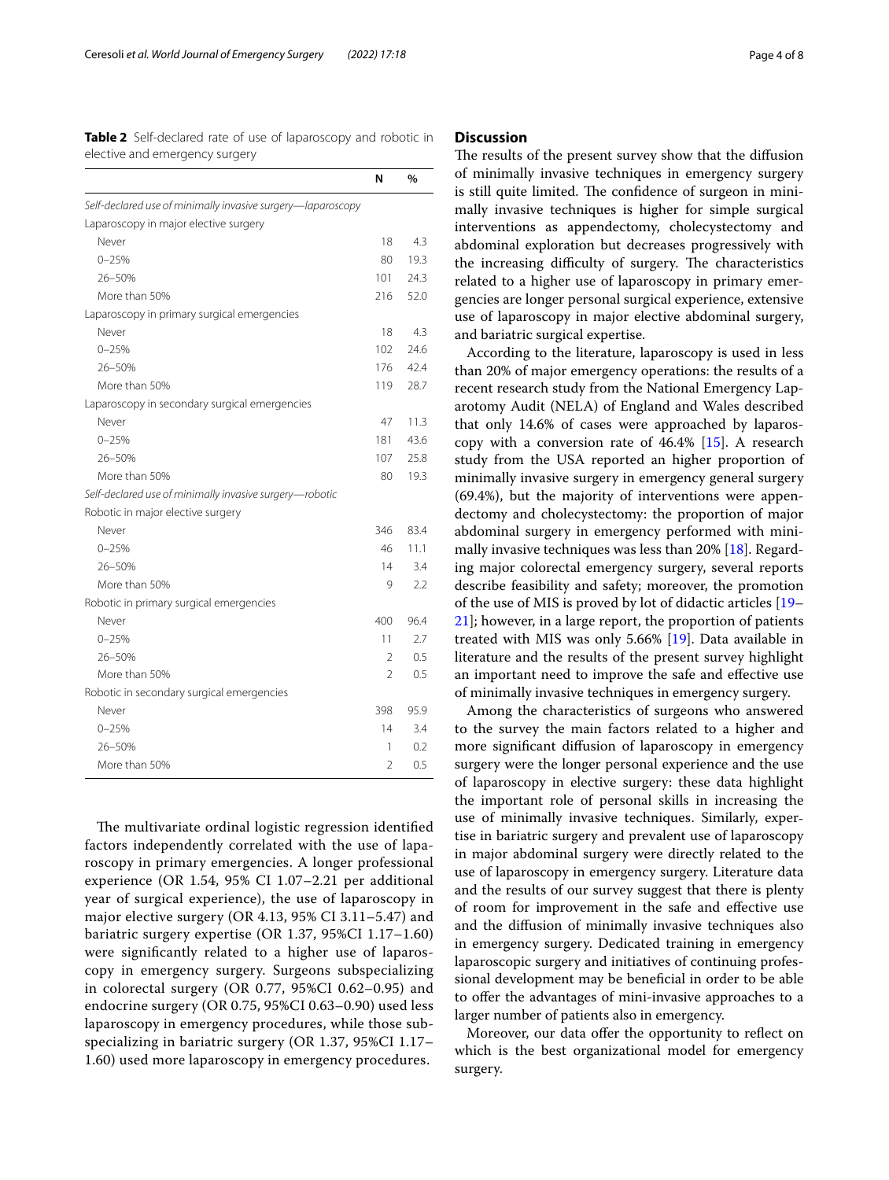**Table 2** Self-declared rate of use of laparoscopy and robotic in elective and emergency surgery

| | N | % |
|---|---|---|
| *Self-declared use of minimally invasive surgery—laparoscopy* | | |
| Laparoscopy in major elective surgery | | |
| Never | 18 | 4.3 |
| 0–25% | 80 | 19.3 |
| 26–50% | 101 | 24.3 |
| More than 50% | 216 | 52.0 |
| Laparoscopy in primary surgical emergencies | | |
| Never | 18 | 4.3 |
| 0–25% | 102 | 24.6 |
| 26–50% | 176 | 42.4 |
| More than 50% | 119 | 28.7 |
| Laparoscopy in secondary surgical emergencies | | |
| Never | 47 | 11.3 |
| 0–25% | 181 | 43.6 |
| 26–50% | 107 | 25.8 |
| More than 50% | 80 | 19.3 |
| *Self-declared use of minimally invasive surgery—robotic* | | |
| Robotic in major elective surgery | | |
| Never | 346 | 83.4 |
| 0–25% | 46 | 11.1 |
| 26–50% | 14 | 3.4 |
| More than 50% | 9 | 2.2 |
| Robotic in primary surgical emergencies | | |
| Never | 400 | 96.4 |
| 0–25% | 11 | 2.7 |
| 26–50% | 2 | 0.5 |
| More than 50% | 2 | 0.5 |
| Robotic in secondary surgical emergencies | | |
| Never | 398 | 95.9 |
| 0–25% | 14 | 3.4 |
| 26–50% | 1 | 0.2 |
| More than 50% | 2 | 0.5 |

The multivariate ordinal logistic regression identified factors independently correlated with the use of laparoscopy in primary emergencies. A longer professional experience (OR 1.54, 95% CI 1.07–2.21 per additional year of surgical experience), the use of laparoscopy in major elective surgery (OR 4.13, 95% CI 3.11–5.47) and bariatric surgery expertise (OR 1.37, 95%CI 1.17–1.60) were significantly related to a higher use of laparoscopy in emergency surgery. Surgeons subspecializing in colorectal surgery (OR 0.77, 95%CI 0.62–0.95) and endocrine surgery (OR 0.75, 95%CI 0.63–0.90) used less laparoscopy in emergency procedures, while those subspecializing in bariatric surgery (OR 1.37, 95%CI 1.17–1.60) used more laparoscopy in emergency procedures.

## Discussion

The results of the present survey show that the diffusion of minimally invasive techniques in emergency surgery is still quite limited. The confidence of surgeon in minimally invasive techniques is higher for simple surgical interventions as appendectomy, cholecystectomy and abdominal exploration but decreases progressively with the increasing difficulty of surgery. The characteristics related to a higher use of laparoscopy in primary emergencies are longer personal surgical experience, extensive use of laparoscopy in major elective abdominal surgery, and bariatric surgical expertise.

According to the literature, laparoscopy is used in less than 20% of major emergency operations: the results of a recent research study from the National Emergency Laparotomy Audit (NELA) of England and Wales described that only 14.6% of cases were approached by laparoscopy with a conversion rate of 46.4% [15]. A research study from the USA reported an higher proportion of minimally invasive surgery in emergency general surgery (69.4%), but the majority of interventions were appendectomy and cholecystectomy: the proportion of major abdominal surgery in emergency performed with minimally invasive techniques was less than 20% [18]. Regarding major colorectal emergency surgery, several reports describe feasibility and safety; moreover, the promotion of the use of MIS is proved by lot of didactic articles [19–21]; however, in a large report, the proportion of patients treated with MIS was only 5.66% [19]. Data available in literature and the results of the present survey highlight an important need to improve the safe and effective use of minimally invasive techniques in emergency surgery.

Among the characteristics of surgeons who answered to the survey the main factors related to a higher and more significant diffusion of laparoscopy in emergency surgery were the longer personal experience and the use of laparoscopy in elective surgery: these data highlight the important role of personal skills in increasing the use of minimally invasive techniques. Similarly, expertise in bariatric surgery and prevalent use of laparoscopy in major abdominal surgery were directly related to the use of laparoscopy in emergency surgery. Literature data and the results of our survey suggest that there is plenty of room for improvement in the safe and effective use and the diffusion of minimally invasive techniques also in emergency surgery. Dedicated training in emergency laparoscopic surgery and initiatives of continuing professional development may be beneficial in order to be able to offer the advantages of mini-invasive approaches to a larger number of patients also in emergency.

Moreover, our data offer the opportunity to reflect on which is the best organizational model for emergency surgery.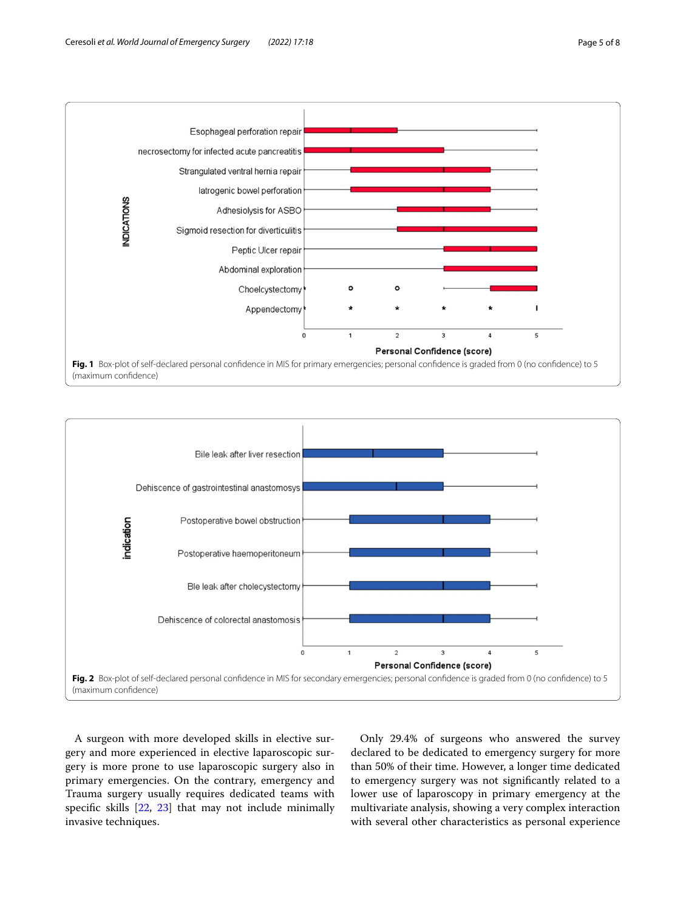Fig. 1 Box-plot of self-declared personal confidence in MIS for primary emergencies; personal confidence is graded from 0 (no confidence) to 5 (maximum confidence)

Fig. 2 Box-plot of self-declared personal confidence in MIS for secondary emergencies; personal confidence is graded from 0 (no confidence) to 5 (maximum confidence)

A surgeon with more developed skills in elective surgery and more experienced in elective laparoscopic surgery is more prone to use laparoscopic surgery also in primary emergencies. On the contrary, emergency and Trauma surgery usually requires dedicated teams with specific skills [22, 23] that may not include minimally invasive techniques.

Only 29.4% of surgeons who answered the survey declared to be dedicated to emergency surgery for more than 50% of their time. However, a longer time dedicated to emergency surgery was not significantly related to a lower use of laparoscopy in primary emergency at the multivariate analysis, showing a very complex interaction with several other characteristics as personal experience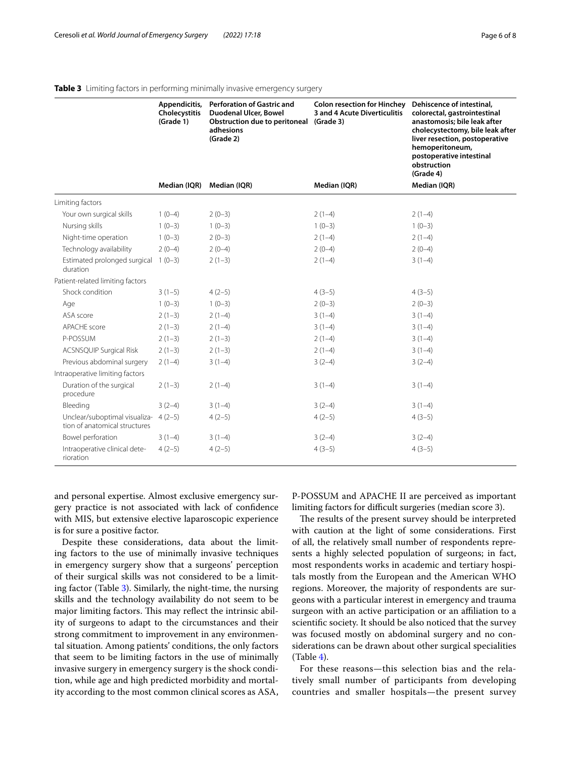**Table 3** Limiting factors in performing minimally invasive emergency surgery

| | Appendicitis, Cholecystitis (Grade 1) | Perforation of Gastric and Duodenal Ulcer, Bowel Obstruction due to peritoneal adhesions (Grade 2) | Colon resection for Hinchey 3 and 4 Acute Diverticulitis (Grade 3) | Dehiscence of intestinal, colorectal, gastrointestinal anastomosis; bile leak after cholecystectomy, bile leak after liver resection, postoperative hemoperitoneum, postoperative intestinal obstruction (Grade 4) |
|---|---|---|---|---|
| | Median (IQR) | Median (IQR) | Median (IQR) | Median (IQR) |
| Limiting factors | | | | |
| Your own surgical skills | 1 (0–4) | 2 (0–3) | 2 (1–4) | 2 (1–4) |
| Nursing skills | 1 (0–3) | 1 (0–3) | 1 (0–3) | 1 (0–3) |
| Night-time operation | 1 (0–3) | 2 (0–3) | 2 (1–4) | 2 (1–4) |
| Technology availability | 2 (0–4) | 2 (0–4) | 2 (0–4) | 2 (0–4) |
| Estimated prolonged surgical duration | 1 (0–3) | 2 (1–3) | 2 (1–4) | 3 (1–4) |
| Patient-related limiting factors | | | | |
| Shock condition | 3 (1–5) | 4 (2–5) | 4 (3–5) | 4 (3–5) |
| Age | 1 (0–3) | 1 (0–3) | 2 (0–3) | 2 (0–3) |
| ASA score | 2 (1–3) | 2 (1–4) | 3 (1–4) | 3 (1–4) |
| APACHE score | 2 (1–3) | 2 (1–4) | 3 (1–4) | 3 (1–4) |
| P-POSSUM | 2 (1–3) | 2 (1–3) | 2 (1–4) | 3 (1–4) |
| ACSNSQUIP Surgical Risk | 2 (1–3) | 2 (1–3) | 2 (1–4) | 3 (1–4) |
| Previous abdominal surgery | 2 (1–4) | 3 (1–4) | 3 (2–4) | 3 (2–4) |
| Intraoperative limiting factors | | | | |
| Duration of the surgical procedure | 2 (1–3) | 2 (1–4) | 3 (1–4) | 3 (1–4) |
| Bleeding | 3 (2–4) | 3 (1–4) | 3 (2–4) | 3 (1–4) |
| Unclear/suboptimal visualization of anatomical structures | 4 (2–5) | 4 (2–5) | 4 (2–5) | 4 (3–5) |
| Bowel perforation | 3 (1–4) | 3 (1–4) | 3 (2–4) | 3 (2–4) |
| Intraoperative clinical deterioration | 4 (2–5) | 4 (2–5) | 4 (3–5) | 4 (3–5) |

and personal expertise. Almost exclusive emergency surgery practice is not associated with lack of confidence with MIS, but extensive elective laparoscopic experience is for sure a positive factor.

Despite these considerations, data about the limiting factors to the use of minimally invasive techniques in emergency surgery show that a surgeons' perception of their surgical skills was not considered to be a limiting factor (Table 3). Similarly, the night-time, the nursing skills and the technology availability do not seem to be major limiting factors. This may reflect the intrinsic ability of surgeons to adapt to the circumstances and their strong commitment to improvement in any environmental situation. Among patients' conditions, the only factors that seem to be limiting factors in the use of minimally invasive surgery in emergency surgery is the shock condition, while age and high predicted morbidity and mortality according to the most common clinical scores as ASA, P-POSSUM and APACHE II are perceived as important limiting factors for difficult surgeries (median score 3).

The results of the present survey should be interpreted with caution at the light of some considerations. First of all, the relatively small number of respondents represents a highly selected population of surgeons; in fact, most respondents works in academic and tertiary hospitals mostly from the European and the American WHO regions. Moreover, the majority of respondents are surgeons with a particular interest in emergency and trauma surgeon with an active participation or an affiliation to a scientific society. It should be also noticed that the survey was focused mostly on abdominal surgery and no considerations can be drawn about other surgical specialities (Table 4).

For these reasons—this selection bias and the relatively small number of participants from developing countries and smaller hospitals—the present survey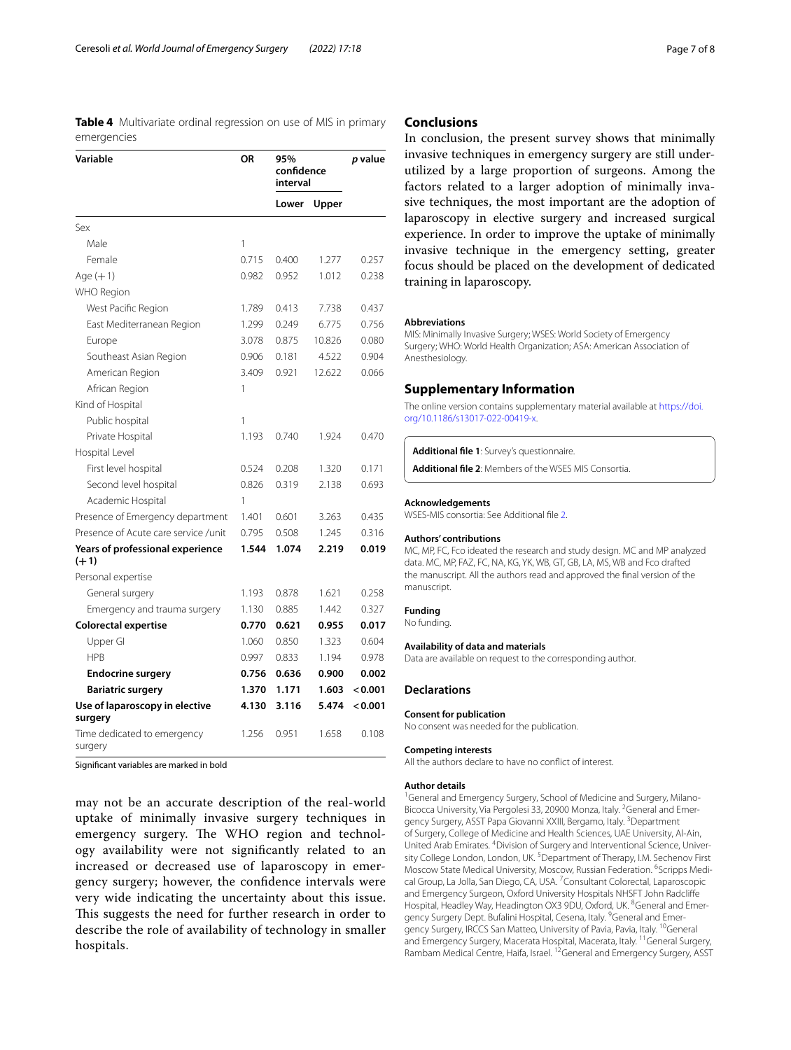**Table 4** Multivariate ordinal regression on use of MIS in primary emergencies

| Variable | OR | 95% confidence interval | | *p* value |
|---|---|---|---|---|
| | | Lower | Upper | |
| Sex | | | | |
| Male | 1 | | | |
| Female | 0.715 | 0.400 | 1.277 | 0.257 |
| Age (+1) | 0.982 | 0.952 | 1.012 | 0.238 |
| WHO Region | | | | |
| West Pacific Region | 1.789 | 0.413 | 7.738 | 0.437 |
| East Mediterranean Region | 1.299 | 0.249 | 6.775 | 0.756 |
| Europe | 3.078 | 0.875 | 10.826 | 0.080 |
| Southeast Asian Region | 0.906 | 0.181 | 4.522 | 0.904 |
| American Region | 3.409 | 0.921 | 12.622 | 0.066 |
| African Region | 1 | | | |
| Kind of Hospital | | | | |
| Public hospital | 1 | | | |
| Private Hospital | 1.193 | 0.740 | 1.924 | 0.470 |
| Hospital Level | | | | |
| First level hospital | 0.524 | 0.208 | 1.320 | 0.171 |
| Second level hospital | 0.826 | 0.319 | 2.138 | 0.693 |
| Academic Hospital | 1 | | | |
| Presence of Emergency department | 1.401 | 0.601 | 3.263 | 0.435 |
| Presence of Acute care service /unit | 0.795 | 0.508 | 1.245 | 0.316 |
| **Years of professional experience (+1)** | **1.544** | **1.074** | **2.219** | **0.019** |
| Personal expertise | | | | |
| General surgery | 1.193 | 0.878 | 1.621 | 0.258 |
| Emergency and trauma surgery | 1.130 | 0.885 | 1.442 | 0.327 |
| **Colorectal expertise** | **0.770** | **0.621** | **0.955** | **0.017** |
| Upper GI | 1.060 | 0.850 | 1.323 | 0.604 |
| HPB | 0.997 | 0.833 | 1.194 | 0.978 |
| **Endocrine surgery** | **0.756** | **0.636** | **0.900** | **0.002** |
| **Bariatric surgery** | **1.370** | **1.171** | **1.603** | **< 0.001** |
| **Use of laparoscopy in elective surgery** | **4.130** | **3.116** | **5.474** | **< 0.001** |
| Time dedicated to emergency surgery | 1.256 | 0.951 | 1.658 | 0.108 |

Significant variables are marked in bold

may not be an accurate description of the real-world uptake of minimally invasive surgery techniques in emergency surgery. The WHO region and technology availability were not significantly related to an increased or decreased use of laparoscopy in emergency surgery; however, the confidence intervals were very wide indicating the uncertainty about this issue. This suggests the need for further research in order to describe the role of availability of technology in smaller hospitals.

## Conclusions

In conclusion, the present survey shows that minimally invasive techniques in emergency surgery are still underutilized by a large proportion of surgeons. Among the factors related to a larger adoption of minimally invasive techniques, the most important are the adoption of laparoscopy in elective surgery and increased surgical experience. In order to improve the uptake of minimally invasive technique in the emergency setting, greater focus should be placed on the development of dedicated training in laparoscopy.

### Abbreviations

MIS: Minimally Invasive Surgery; WSES: World Society of Emergency Surgery; WHO: World Health Organization; ASA: American Association of Anesthesiology.

## Supplementary Information

The online version contains supplementary material available at https://doi.org/10.1186/s13017-022-00419-x.

**Additional file 1**: Survey's questionnaire.

**Additional file 2**: Members of the WSES MIS Consortia.

### Acknowledgements

WSES-MIS consortia: See Additional file 2.

### Authors' contributions

MC, MP, FC, Fco ideated the research and study design. MC and MP analyzed data. MC, MP, FAZ, FC, NA, KG, YK, WB, GT, GB, LA, MS, WB and Fco drafted the manuscript. All the authors read and approved the final version of the manuscript.

### Funding

No funding.

### Availability of data and materials

Data are available on request to the corresponding author.

## Declarations

### Consent for publication

No consent was needed for the publication.

### Competing interests

All the authors declare to have no conflict of interest.

### Author details

[1]General and Emergency Surgery, School of Medicine and Surgery, Milano-Bicocca University, Via Pergolesi 33, 20900 Monza, Italy. [2]General and Emergency Surgery, ASST Papa Giovanni XXIII, Bergamo, Italy. [3]Department of Surgery, College of Medicine and Health Sciences, UAE University, Al-Ain, United Arab Emirates. [4]Division of Surgery and Interventional Science, University College London, London, UK. [5]Department of Therapy, I.M. Sechenov First Moscow State Medical University, Moscow, Russian Federation. [6]Scripps Medical Group, La Jolla, San Diego, CA, USA. [7]Consultant Colorectal, Laparoscopic and Emergency Surgeon, Oxford University Hospitals NHSFT John Radcliffe Hospital, Headley Way, Headington OX3 9DU, Oxford, UK. [8]General and Emergency Surgery Dept. Bufalini Hospital, Cesena, Italy. [9]General and Emergency Surgery, IRCCS San Matteo, University of Pavia, Pavia, Italy. [10]General and Emergency Surgery, Macerata Hospital, Macerata, Italy. [11]General Surgery, Rambam Medical Centre, Haifa, Israel. [12]General and Emergency Surgery, ASST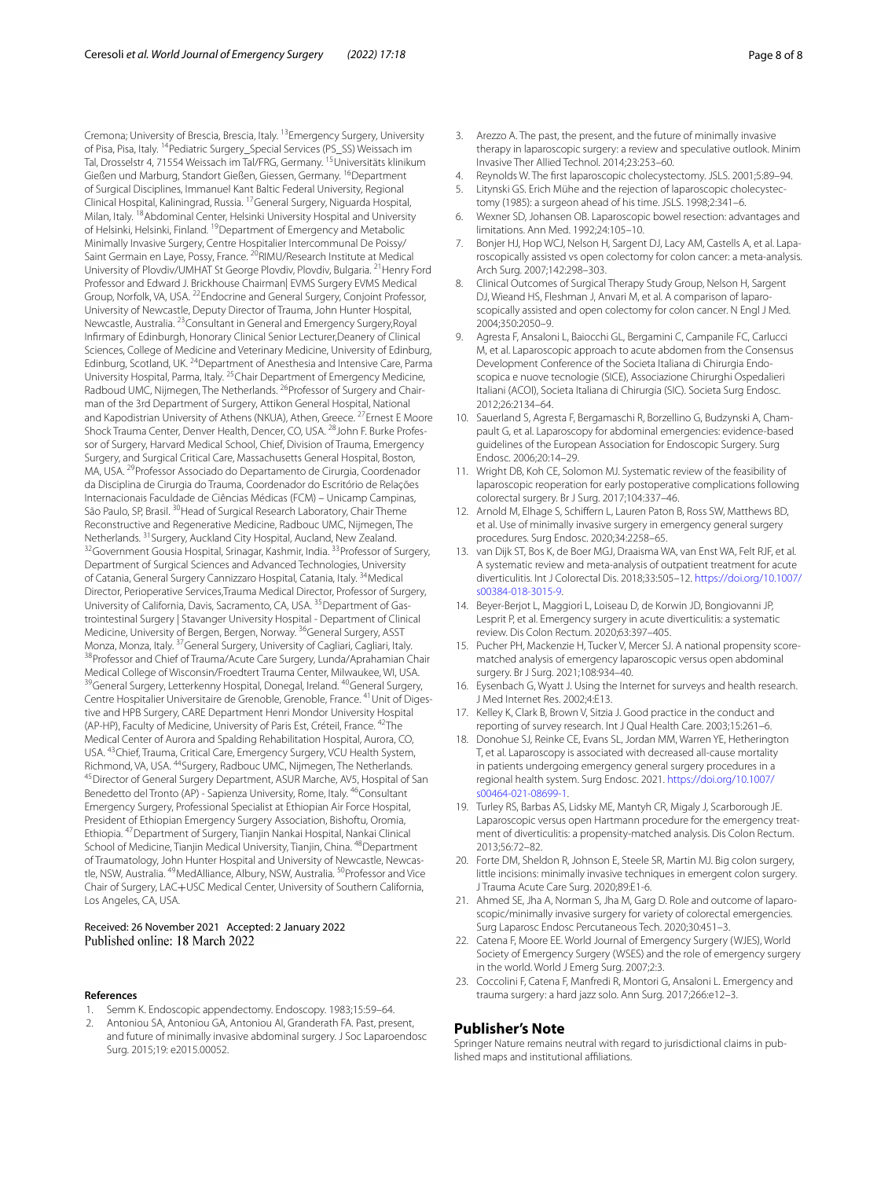Cremona; University of Brescia, Brescia, Italy. [13]Emergency Surgery, University of Pisa, Pisa, Italy. [14]Pediatric Surgery_Special Services (PS_SS) Weissach im Tal, Drosselstr 4, 71554 Weissach im Tal/FRG, Germany. [15]Universitäts klinikum Gießen und Marburg, Standort Gießen, Giessen, Germany. [16]Department of Surgical Disciplines, Immanuel Kant Baltic Federal University, Regional Clinical Hospital, Kaliningrad, Russia. [17]General Surgery, Niguarda Hospital, Milan, Italy. [18]Abdominal Center, Helsinki University Hospital and University of Helsinki, Helsinki, Finland. [19]Department of Emergency and Metabolic Minimally Invasive Surgery, Centre Hospitalier Intercommunal De Poissy/Saint Germain en Laye, Possy, France. [20]RIMU/Research Institute at Medical University of Plovdiv/UMHAT St George Plovdiv, Plovdiv, Bulgaria. [21]Henry Ford Professor and Edward J. Brickhouse Chairman| EVMS Surgery EVMS Medical Group, Norfolk, VA, USA. [22]Endocrine and General Surgery, Conjoint Professor, University of Newcastle, Deputy Director of Trauma, John Hunter Hospital, Newcastle, Australia. [23]Consultant in General and Emergency Surgery,Royal Infirmary of Edinburgh, Honorary Clinical Senior Lecturer,Deanery of Clinical Sciences, College of Medicine and Veterinary Medicine, University of Edinburg, Edinburgh, Scotland, UK. [24]Department of Anesthesia and Intensive Care, Parma University Hospital, Parma, Italy. [25]Chair Department of Emergency Medicine, Radboud UMC, Nijmegen, The Netherlands. [26]Professor of Surgery and Chairman of the 3rd Department of Surgery, Attikon General Hospital, National and Kapodistrian University of Athens (NKUA), Athen, Greece. [27]Ernest E Moore Shock Trauma Center, Denver Health, Dencer, CO, USA. [28]John F. Burke Professor of Surgery, Harvard Medical School, Chief, Division of Trauma, Emergency Surgery, and Surgical Critical Care, Massachusetts General Hospital, Boston, MA, USA. [29]Professor Associado do Departamento de Cirurgia, Coordenador da Disciplina de Cirurgia do Trauma, Coordenador do Escritório de Relações Internacionais Faculdade de Ciências Médicas (FCM) – Unicamp Campinas, São Paulo, SP, Brasil. [30]Head of Surgical Research Laboratory, Chair Theme Reconstructive and Regenerative Medicine, Radbouc UMC, Nijmegen, The Netherlands. [31]Surgery, Auckland City Hospital, Aucland, New Zealand. [32]Government Gousia Hospital, Srinagar, Kashmir, India. [33]Professor of Surgery, Department of Surgical Sciences and Advanced Technologies, University of Catania, General Surgery Cannizzaro Hospital, Catania, Italy. [34]Medical Director, Perioperative Services,Trauma Medical Director, Professor of Surgery, University of California, Davis, Sacramento, CA, USA. [35]Department of Gastrointestinal Surgery | Stavanger University Hospital - Department of Clinical Medicine, University of Bergen, Bergen, Norway. [36]General Surgery, ASST Monza, Monza, Italy. [37]General Surgery, University of Cagliari, Cagliari, Italy. [38]Professor and Chief of Trauma/Acute Care Surgery, Lunda/Aprahamian Chair Medical College of Wisconsin/Froedtert Trauma Center, Milwaukee, WI, USA. [39]General Surgery, Letterkenny Hospital, Donegal, Ireland. [40]General Surgery, Centre Hospitalier Universitaire de Grenoble, Grenoble, France. [41]Unit of Digestive and HPB Surgery, CARE Department Henri Mondor University Hospital (AP-HP), Faculty of Medicine, University of Paris Est, Créteil, France. [42]The Medical Center of Aurora and Spalding Rehabilitation Hospital, Aurora, CO, USA. [43]Chief, Trauma, Critical Care, Emergency Surgery, VCU Health System, Richmond, VA, USA. [44]Surgery, Radbouc UMC, Nijmegen, The Netherlands. [45]Director of General Surgery Department, ASUR Marche, AV5, Hospital of San Benedetto del Tronto (AP) - Sapienza University, Rome, Italy. [46]Consultant Emergency Surgery, Professional Specialist at Ethiopian Air Force Hospital, President of Ethiopian Emergency Surgery Association, Bishoftu, Oromia, Ethiopia. [47]Department of Surgery, Tianjin Nankai Hospital, Nankai Clinical School of Medicine, Tianjin Medical University, Tianjin, China. [48]Department of Traumatology, John Hunter Hospital and University of Newcastle, Newcastle, NSW, Australia. [49]MedAlliance, Albury, NSW, Australia. [50]Professor and Vice Chair of Surgery, LAC+USC Medical Center, University of Southern California, Los Angeles, CA, USA.

Received: 26 November 2021 Accepted: 2 January 2022
Published online: 18 March 2022

## References

1. Semm K. Endoscopic appendectomy. Endoscopy. 1983;15:59–64.
2. Antoniou SA, Antoniou GA, Antoniou AI, Granderath FA. Past, present, and future of minimally invasive abdominal surgery. J Soc Laparoendosc Surg. 2015;19: e2015.00052.
3. Arezzo A. The past, the present, and the future of minimally invasive therapy in laparoscopic surgery: a review and speculative outlook. Minim Invasive Ther Allied Technol. 2014;23:253–60.
4. Reynolds W. The first laparoscopic cholecystectomy. JSLS. 2001;5:89–94.
5. Litynski GS. Erich Mühe and the rejection of laparoscopic cholecystectomy (1985): a surgeon ahead of his time. JSLS. 1998;2:341–6.
6. Wexner SD, Johansen OB. Laparoscopic bowel resection: advantages and limitations. Ann Med. 1992;24:105–10.
7. Bonjer HJ, Hop WCJ, Nelson H, Sargent DJ, Lacy AM, Castells A, et al. Laparoscopically assisted vs open colectomy for colon cancer: a meta-analysis. Arch Surg. 2007;142:298–303.
8. Clinical Outcomes of Surgical Therapy Study Group, Nelson H, Sargent DJ, Wieand HS, Fleshman J, Anvari M, et al. A comparison of laparoscopically assisted and open colectomy for colon cancer. N Engl J Med. 2004;350:2050–9.
9. Agresta F, Ansaloni L, Baiocchi GL, Bergamini C, Campanile FC, Carlucci M, et al. Laparoscopic approach to acute abdomen from the Consensus Development Conference of the Societa Italiana di Chirurgia Endoscopica e nuove tecnologie (SICE), Associazione Chirurghi Ospedalieri Italiani (ACOI), Societa Italiana di Chirurgia (SIC). Societa Surg Endosc. 2012;26:2134–64.
10. Sauerland S, Agresta F, Bergamaschi R, Borzellino G, Budzynski A, Champault G, et al. Laparoscopy for abdominal emergencies: evidence-based guidelines of the European Association for Endoscopic Surgery. Surg Endosc. 2006;20:14–29.
11. Wright DB, Koh CE, Solomon MJ. Systematic review of the feasibility of laparoscopic reoperation for early postoperative complications following colorectal surgery. Br J Surg. 2017;104:337–46.
12. Arnold M, Elhage S, Schiffern L, Lauren Paton B, Ross SW, Matthews BD, et al. Use of minimally invasive surgery in emergency general surgery procedures. Surg Endosc. 2020;34:2258–65.
13. van Dijk ST, Bos K, de Boer MGJ, Draaisma WA, van Enst WA, Felt RJF, et al. A systematic review and meta-analysis of outpatient treatment for acute diverticulitis. Int J Colorectal Dis. 2018;33:505–12. https://doi.org/10.1007/s00384-018-3015-9.
14. Beyer-Berjot L, Maggiori L, Loiseau D, de Korwin JD, Bongiovanni JP, Lesprit P, et al. Emergency surgery in acute diverticulitis: a systematic review. Dis Colon Rectum. 2020;63:397–405.
15. Pucher PH, Mackenzie H, Tucker V, Mercer SJ. A national propensity score-matched analysis of emergency laparoscopic versus open abdominal surgery. Br J Surg. 2021;108:934–40.
16. Eysenbach G, Wyatt J. Using the Internet for surveys and health research. J Med Internet Res. 2002;4:E13.
17. Kelley K, Clark B, Brown V, Sitzia J. Good practice in the conduct and reporting of survey research. Int J Qual Health Care. 2003;15:261–6.
18. Donohue SJ, Reinke CE, Evans SL, Jordan MM, Warren YE, Hetherington T, et al. Laparoscopy is associated with decreased all-cause mortality in patients undergoing emergency general surgery procedures in a regional health system. Surg Endosc. 2021. https://doi.org/10.1007/s00464-021-08699-1.
19. Turley RS, Barbas AS, Lidsky ME, Mantyh CR, Migaly J, Scarborough JE. Laparoscopic versus open Hartmann procedure for the emergency treatment of diverticulitis: a propensity-matched analysis. Dis Colon Rectum. 2013;56:72–82.
20. Forte DM, Sheldon R, Johnson E, Steele SR, Martin MJ. Big colon surgery, little incisions: minimally invasive techniques in emergent colon surgery. J Trauma Acute Care Surg. 2020;89:E1-6.
21. Ahmed SE, Jha A, Norman S, Jha M, Garg D. Role and outcome of laparoscopic/minimally invasive surgery for variety of colorectal emergencies. Surg Laparosc Endosc Percutaneous Tech. 2020;30:451–3.
22. Catena F, Moore EE. World Journal of Emergency Surgery (WJES), World Society of Emergency Surgery (WSES) and the role of emergency surgery in the world. World J Emerg Surg. 2007;2:3.
23. Coccolini F, Catena F, Manfredi R, Montori G, Ansaloni L. Emergency and trauma surgery: a hard jazz solo. Ann Surg. 2017;266:e12–3.

## Publisher's Note

Springer Nature remains neutral with regard to jurisdictional claims in published maps and institutional affiliations.